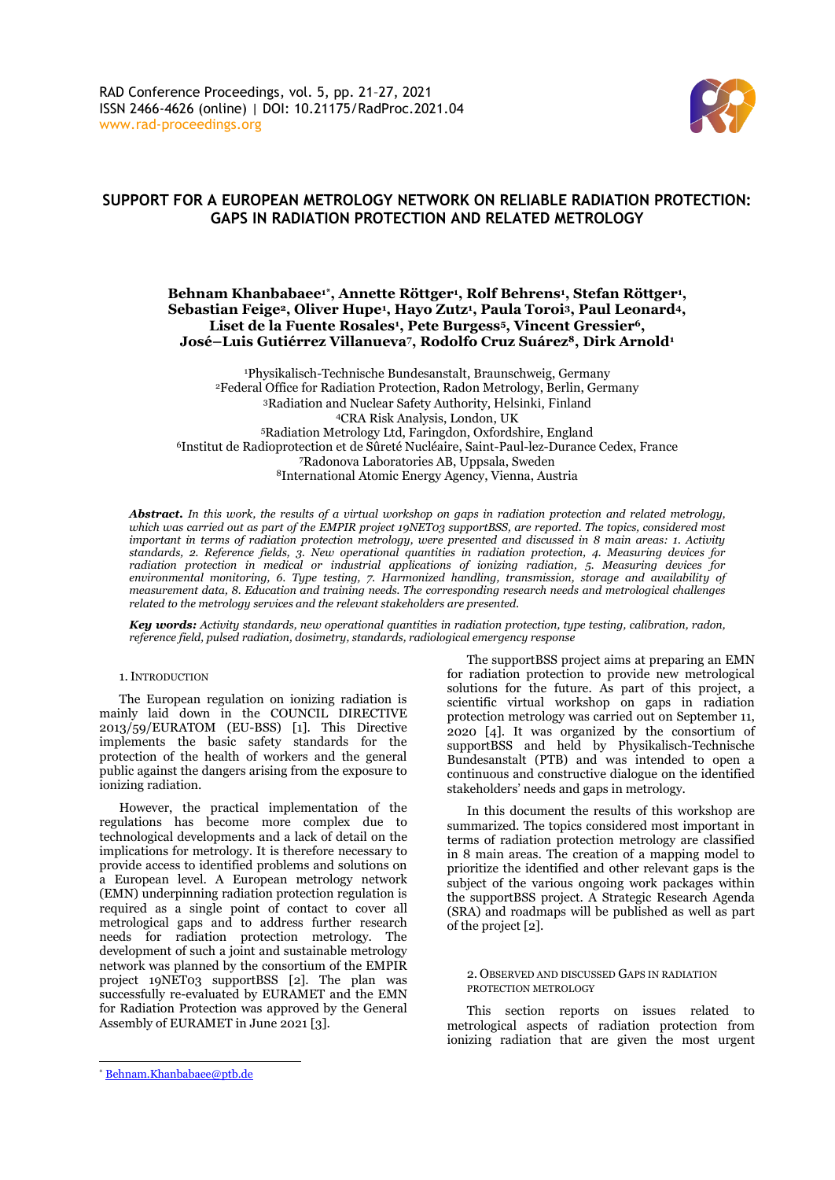# SUPPORT FOR A EUROPEAN METROLOGY NETWORK ON RELIABLE RADIATION PROTECTION: GAPS IN RADIATION PROTECTION AND RELATED METROLOGY

**Behnam Khanbabaee[1*], Annette Röttger[1], Rolf Behrens[1], Stefan Röttger[1], Sebastian Feige[2], Oliver Hupe[1], Hayo Zutz[1], Paula Toroi[3], Paul Leonard[4], Liset de la Fuente Rosales[1], Pete Burgess[5], Vincent Gressier[6], José–Luis Gutiérrez Villanueva[7], Rodolfo Cruz Suárez[8], Dirk Arnold[1]**

[1]Physikalisch-Technische Bundesanstalt, Braunschweig, Germany
[2]Federal Office for Radiation Protection, Radon Metrology, Berlin, Germany
[3]Radiation and Nuclear Safety Authority, Helsinki, Finland
[4]CRA Risk Analysis, London, UK
[5]Radiation Metrology Ltd, Faringdon, Oxfordshire, England
[6]Institut de Radioprotection et de Sûreté Nucléaire, Saint-Paul-lez-Durance Cedex, France
[7]Radonova Laboratories AB, Uppsala, Sweden
[8]International Atomic Energy Agency, Vienna, Austria

***Abstract.*** *In this work, the results of a virtual workshop on gaps in radiation protection and related metrology, which was carried out as part of the EMPIR project 19NET03 supportBSS, are reported. The topics, considered most important in terms of radiation protection metrology, were presented and discussed in 8 main areas: 1. Activity standards, 2. Reference fields, 3. New operational quantities in radiation protection, 4. Measuring devices for radiation protection in medical or industrial applications of ionizing radiation, 5. Measuring devices for environmental monitoring, 6. Type testing, 7. Harmonized handling, transmission, storage and availability of measurement data, 8. Education and training needs. The corresponding research needs and metrological challenges related to the metrology services and the relevant stakeholders are presented.*

***Key words:*** *Activity standards, new operational quantities in radiation protection, type testing, calibration, radon, reference field, pulsed radiation, dosimetry, standards, radiological emergency response*

## 1. Introduction

The European regulation on ionizing radiation is mainly laid down in the COUNCIL DIRECTIVE 2013/59/EURATOM (EU-BSS) [1]. This Directive implements the basic safety standards for the protection of the health of workers and the general public against the dangers arising from the exposure to ionizing radiation.

However, the practical implementation of the regulations has become more complex due to technological developments and a lack of detail on the implications for metrology. It is therefore necessary to provide access to identified problems and solutions on a European level. A European metrology network (EMN) underpinning radiation protection regulation is required as a single point of contact to cover all metrological gaps and to address further research needs for radiation protection metrology. The development of such a joint and sustainable metrology network was planned by the consortium of the EMPIR project 19NET03 supportBSS [2]. The plan was successfully re-evaluated by EURAMET and the EMN for Radiation Protection was approved by the General Assembly of EURAMET in June 2021 [3].

The supportBSS project aims at preparing an EMN for radiation protection to provide new metrological solutions for the future. As part of this project, a scientific virtual workshop on gaps in radiation protection metrology was carried out on September 11, 2020 [4]. It was organized by the consortium of supportBSS and held by Physikalisch-Technische Bundesanstalt (PTB) and was intended to open a continuous and constructive dialogue on the identified stakeholders' needs and gaps in metrology.

In this document the results of this workshop are summarized. The topics considered most important in terms of radiation protection metrology are classified in 8 main areas. The creation of a mapping model to prioritize the identified and other relevant gaps is the subject of the various ongoing work packages within the supportBSS project. A Strategic Research Agenda (SRA) and roadmaps will be published as well as part of the project [2].

## 2. Observed and Discussed Gaps in Radiation Protection Metrology

This section reports on issues related to metrological aspects of radiation protection from ionizing radiation that are given the most urgent

[*] Behnam.Khanbabaee@ptb.de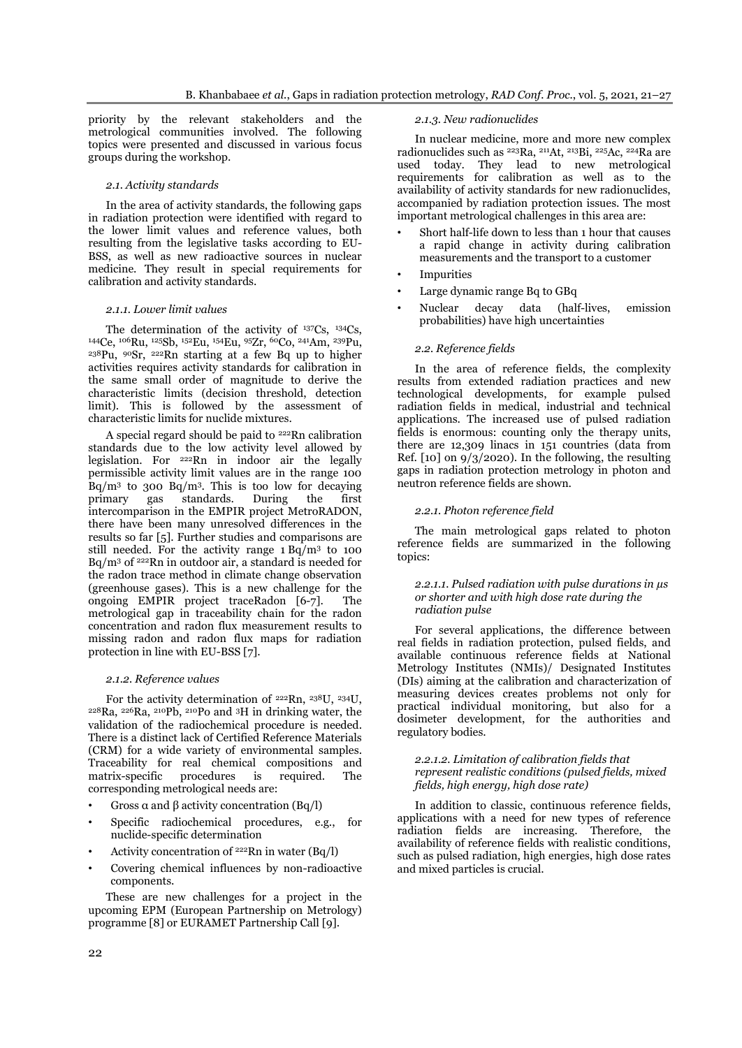priority by the relevant stakeholders and the metrological communities involved. The following topics were presented and discussed in various focus groups during the workshop.

### *2.1. Activity standards*

In the area of activity standards, the following gaps in radiation protection were identified with regard to the lower limit values and reference values, both resulting from the legislative tasks according to EU-BSS, as well as new radioactive sources in nuclear medicine. They result in special requirements for calibration and activity standards.

#### *2.1.1. Lower limit values*

The determination of the activity of $^{137}$Cs, $^{134}$Cs, $^{144}$Ce, $^{106}$Ru, $^{125}$Sb, $^{152}$Eu, $^{154}$Eu, $^{95}$Zr, $^{60}$Co, $^{241}$Am, $^{239}$Pu, $^{238}$Pu, $^{90}$Sr, $^{222}$Rn starting at a few Bq up to higher activities requires activity standards for calibration in the same small order of magnitude to derive the characteristic limits (decision threshold, detection limit). This is followed by the assessment of characteristic limits for nuclide mixtures.

A special regard should be paid to $^{222}$Rn calibration standards due to the low activity level allowed by legislation. For $^{222}$Rn in indoor air the legally permissible activity limit values are in the range 100 Bq/m$^3$ to 300 Bq/m$^3$. This is too low for decaying primary gas standards. During the first intercomparison in the EMPIR project MetroRADON, there have been many unresolved differences in the results so far [5]. Further studies and comparisons are still needed. For the activity range 1 Bq/m$^3$ to 100 Bq/m$^3$ of $^{222}$Rn in outdoor air, a standard is needed for the radon trace method in climate change observation (greenhouse gases). This is a new challenge for the ongoing EMPIR project traceRadon [6-7]. The metrological gap in traceability chain for the radon concentration and radon flux measurement results to missing radon and radon flux maps for radiation protection in line with EU-BSS [7].

#### *2.1.2. Reference values*

For the activity determination of $^{222}$Rn, $^{238}$U, $^{234}$U, $^{228}$Ra, $^{226}$Ra, $^{210}$Pb, $^{210}$Po and $^{3}$H in drinking water, the validation of the radiochemical procedure is needed. There is a distinct lack of Certified Reference Materials (CRM) for a wide variety of environmental samples. Traceability for real chemical compositions and matrix-specific procedures is required. The corresponding metrological needs are:

- Gross α and β activity concentration (Bq/l)
- Specific radiochemical procedures, e.g., for nuclide-specific determination
- Activity concentration of $^{222}$Rn in water (Bq/l)
- Covering chemical influences by non-radioactive components.

These are new challenges for a project in the upcoming EPM (European Partnership on Metrology) programme [8] or EURAMET Partnership Call [9].

#### *2.1.3. New radionuclides*

In nuclear medicine, more and more new complex radionuclides such as $^{223}$Ra, $^{211}$At, $^{213}$Bi, $^{225}$Ac, $^{224}$Ra are used today. They lead to new metrological requirements for calibration as well as to the availability of activity standards for new radionuclides, accompanied by radiation protection issues. The most important metrological challenges in this area are:

- Short half-life down to less than 1 hour that causes a rapid change in activity during calibration measurements and the transport to a customer
- Impurities
- Large dynamic range Bq to GBq
- Nuclear decay data (half-lives, emission probabilities) have high uncertainties

### *2.2. Reference fields*

In the area of reference fields, the complexity results from extended radiation practices and new technological developments, for example pulsed radiation fields in medical, industrial and technical applications. The increased use of pulsed radiation fields is enormous: counting only the therapy units, there are 12,309 linacs in 151 countries (data from Ref. [10] on 9/3/2020). In the following, the resulting gaps in radiation protection metrology in photon and neutron reference fields are shown.

#### *2.2.1. Photon reference field*

The main metrological gaps related to photon reference fields are summarized in the following topics:

##### *2.2.1.1. Pulsed radiation with pulse durations in µs or shorter and with high dose rate during the radiation pulse*

For several applications, the difference between real fields in radiation protection, pulsed fields, and available continuous reference fields at National Metrology Institutes (NMIs)/ Designated Institutes (DIs) aiming at the calibration and characterization of measuring devices creates problems not only for practical individual monitoring, but also for a dosimeter development, for the authorities and regulatory bodies.

##### *2.2.1.2. Limitation of calibration fields that represent realistic conditions (pulsed fields, mixed fields, high energy, high dose rate)*

In addition to classic, continuous reference fields, applications with a need for new types of reference radiation fields are increasing. Therefore, the availability of reference fields with realistic conditions, such as pulsed radiation, high energies, high dose rates and mixed particles is crucial.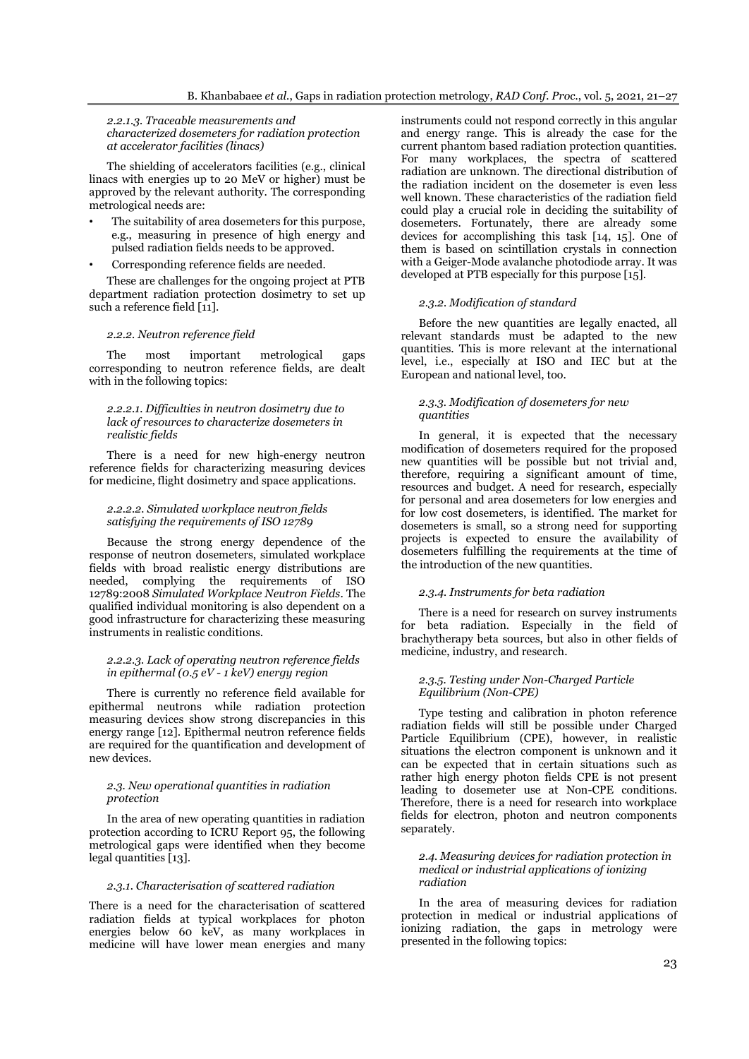#### 2.2.1.3. Traceable measurements and characterized dosemeters for radiation protection at accelerator facilities (linacs)

The shielding of accelerators facilities (e.g., clinical linacs with energies up to 20 MeV or higher) must be approved by the relevant authority. The corresponding metrological needs are:

- The suitability of area dosemeters for this purpose, e.g., measuring in presence of high energy and pulsed radiation fields needs to be approved.
- Corresponding reference fields are needed.

These are challenges for the ongoing project at PTB department radiation protection dosimetry to set up such a reference field [11].

### 2.2.2. Neutron reference field

The most important metrological gaps corresponding to neutron reference fields, are dealt with in the following topics:

#### 2.2.2.1. Difficulties in neutron dosimetry due to lack of resources to characterize dosemeters in realistic fields

There is a need for new high-energy neutron reference fields for characterizing measuring devices for medicine, flight dosimetry and space applications.

#### 2.2.2.2. Simulated workplace neutron fields satisfying the requirements of ISO 12789

Because the strong energy dependence of the response of neutron dosemeters, simulated workplace fields with broad realistic energy distributions are needed, complying the requirements of ISO 12789:2008 *Simulated Workplace Neutron Fields*. The qualified individual monitoring is also dependent on a good infrastructure for characterizing these measuring instruments in realistic conditions.

#### 2.2.2.3. Lack of operating neutron reference fields in epithermal (0.5 eV - 1 keV) energy region

There is currently no reference field available for epithermal neutrons while radiation protection measuring devices show strong discrepancies in this energy range [12]. Epithermal neutron reference fields are required for the quantification and development of new devices.

## 2.3. New operational quantities in radiation protection

In the area of new operating quantities in radiation protection according to ICRU Report 95, the following metrological gaps were identified when they become legal quantities [13].

### 2.3.1. Characterisation of scattered radiation

There is a need for the characterisation of scattered radiation fields at typical workplaces for photon energies below 60 keV, as many workplaces in medicine will have lower mean energies and many instruments could not respond correctly in this angular and energy range. This is already the case for the current phantom based radiation protection quantities. For many workplaces, the spectra of scattered radiation are unknown. The directional distribution of the radiation incident on the dosemeter is even less well known. These characteristics of the radiation field could play a crucial role in deciding the suitability of dosemeters. Fortunately, there are already some devices for accomplishing this task [14, 15]. One of them is based on scintillation crystals in connection with a Geiger-Mode avalanche photodiode array. It was developed at PTB especially for this purpose [15].

### 2.3.2. Modification of standard

Before the new quantities are legally enacted, all relevant standards must be adapted to the new quantities. This is more relevant at the international level, i.e., especially at ISO and IEC but at the European and national level, too.

### 2.3.3. Modification of dosemeters for new quantities

In general, it is expected that the necessary modification of dosemeters required for the proposed new quantities will be possible but not trivial and, therefore, requiring a significant amount of time, resources and budget. A need for research, especially for personal and area dosemeters for low energies and for low cost dosemeters, is identified. The market for dosemeters is small, so a strong need for supporting projects is expected to ensure the availability of dosemeters fulfilling the requirements at the time of the introduction of the new quantities.

### 2.3.4. Instruments for beta radiation

There is a need for research on survey instruments for beta radiation. Especially in the field of brachytherapy beta sources, but also in other fields of medicine, industry, and research.

### 2.3.5. Testing under Non-Charged Particle Equilibrium (Non-CPE)

Type testing and calibration in photon reference radiation fields will still be possible under Charged Particle Equilibrium (CPE), however, in realistic situations the electron component is unknown and it can be expected that in certain situations such as rather high energy photon fields CPE is not present leading to dosemeter use at Non-CPE conditions. Therefore, there is a need for research into workplace fields for electron, photon and neutron components separately.

## 2.4. Measuring devices for radiation protection in medical or industrial applications of ionizing radiation

In the area of measuring devices for radiation protection in medical or industrial applications of ionizing radiation, the gaps in metrology were presented in the following topics: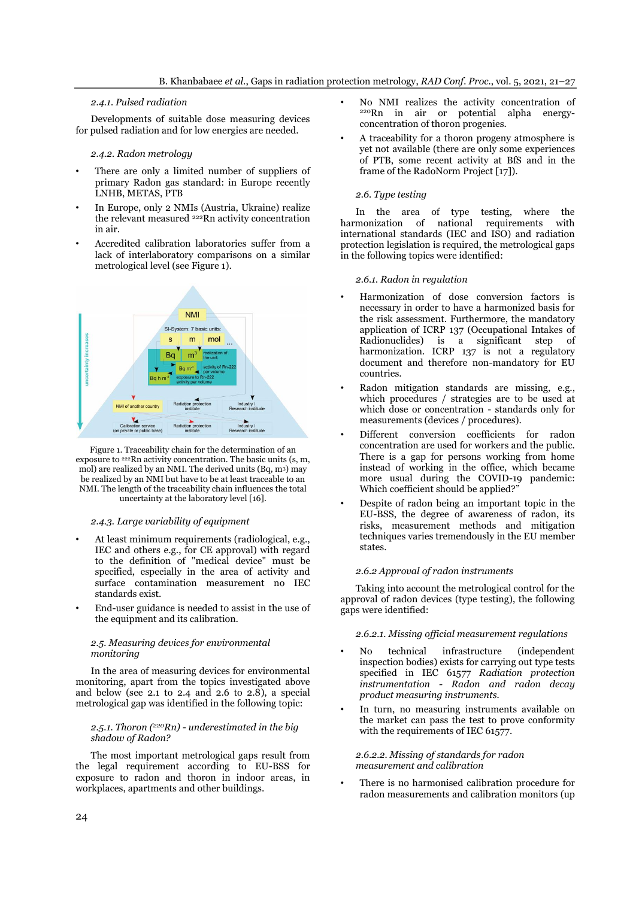#### 2.4.1. Pulsed radiation

Developments of suitable dose measuring devices for pulsed radiation and for low energies are needed.

#### 2.4.2. Radon metrology

- There are only a limited number of suppliers of primary Radon gas standard: in Europe recently LNHB, METAS, PTB
- In Europe, only 2 NMIs (Austria, Ukraine) realize the relevant measured $^{222}$Rn activity concentration in air.
- Accredited calibration laboratories suffer from a lack of interlaboratory comparisons on a similar metrological level (see Figure 1).

Figure 1. Traceability chain for the determination of an exposure to $^{222}$Rn activity concentration. The basic units (s, m, mol) are realized by an NMI. The derived units (Bq, $m^3$) may be realized by an NMI but have to be at least traceable to an NMI. The length of the traceability chain influences the total uncertainty at the laboratory level [16].

#### 2.4.3. Large variability of equipment

- At least minimum requirements (radiological, e.g., IEC and others e.g., for CE approval) with regard to the definition of "medical device" must be specified, especially in the area of activity and surface contamination measurement no IEC standards exist.
- End-user guidance is needed to assist in the use of the equipment and its calibration.

### 2.5. Measuring devices for environmental monitoring

In the area of measuring devices for environmental monitoring, apart from the topics investigated above and below (see 2.1 to 2.4 and 2.6 to 2.8), a special metrological gap was identified in the following topic:

#### 2.5.1. Thoron ($^{220}$Rn) - underestimated in the big shadow of Radon?

The most important metrological gaps result from the legal requirement according to EU-BSS for exposure to radon and thoron in indoor areas, in workplaces, apartments and other buildings.

- No NMI realizes the activity concentration of $^{220}$Rn in air or potential alpha energy-concentration of thoron progenies.
- A traceability for a thoron progeny atmosphere is yet not available (there are only some experiences of PTB, some recent activity at BfS and in the frame of the RadoNorm Project [17]).

### 2.6. Type testing

In the area of type testing, where the harmonization of national requirements with international standards (IEC and ISO) and radiation protection legislation is required, the metrological gaps in the following topics were identified:

#### 2.6.1. Radon in regulation

- Harmonization of dose conversion factors is necessary in order to have a harmonized basis for the risk assessment. Furthermore, the mandatory application of ICRP 137 (Occupational Intakes of Radionuclides) is a significant step of harmonization. ICRP 137 is not a regulatory document and therefore non-mandatory for EU countries.
- Radon mitigation standards are missing, e.g., which procedures / strategies are to be used at which dose or concentration - standards only for measurements (devices / procedures).
- Different conversion coefficients for radon concentration are used for workers and the public. There is a gap for persons working from home instead of working in the office, which became more usual during the COVID-19 pandemic: Which coefficient should be applied?"
- Despite of radon being an important topic in the EU-BSS, the degree of awareness of radon, its risks, measurement methods and mitigation techniques varies tremendously in the EU member states.

#### 2.6.2 Approval of radon instruments

Taking into account the metrological control for the approval of radon devices (type testing), the following gaps were identified:

##### 2.6.2.1. Missing official measurement regulations

- No technical infrastructure (independent inspection bodies) exists for carrying out type tests specified in IEC 61577 *Radiation protection instrumentation - Radon and radon decay product measuring instruments.*
- In turn, no measuring instruments available on the market can pass the test to prove conformity with the requirements of IEC 61577.

##### 2.6.2.2. Missing of standards for radon measurement and calibration

- There is no harmonised calibration procedure for radon measurements and calibration monitors (up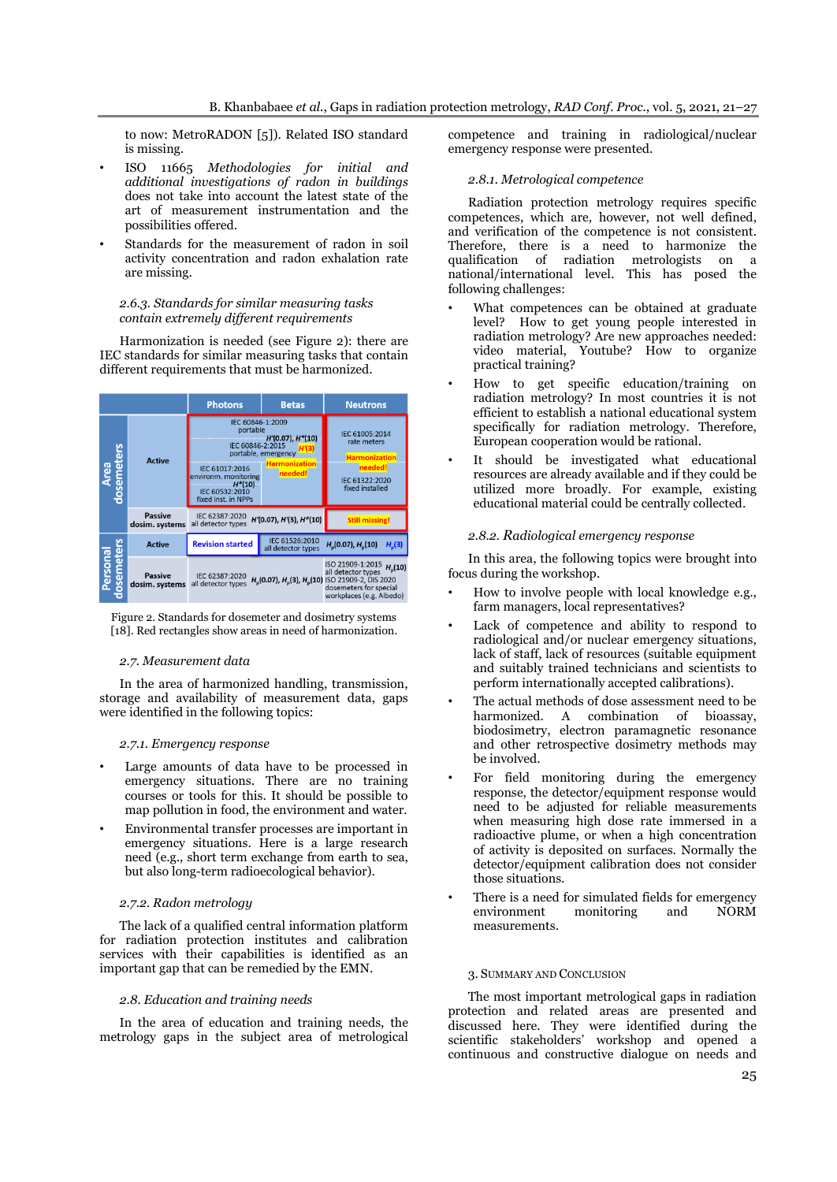to now: MetroRADON [5]). Related ISO standard is missing.

- ISO 11665 *Methodologies for initial and additional investigations of radon in buildings* does not take into account the latest state of the art of measurement instrumentation and the possibilities offered.
- Standards for the measurement of radon in soil activity concentration and radon exhalation rate are missing.

### *2.6.3. Standards for similar measuring tasks contain extremely different requirements*

Harmonization is needed (see Figure 2): there are IEC standards for similar measuring tasks that contain different requirements that must be harmonized.

| | | Photons | Betas | Neutrons |
|---|---|---|---|---|
| Area dosemeters | Active | IEC 60846-1:2009 portable $H'(0.07)$, $H^*(10)$; IEC 60846-2:2015 portable, emergency $H'(3)$ Harmonization needed!; IEC 61017:2016 environm. monitoring $H^*(10)$; IEC 60532:2010 fixed inst. in NPPs | | IEC 61005:2014 rate meters; Harmonization needed!; IEC 61322:2020 fixed installed |
| | Passive dosim. systems | IEC 62387:2020 all detector types $H'(0.07)$, $H'(3)$, $H^*(10)$ | | Still missing! |
| Personal dosemeters | Active | Revision started | IEC 61526:2010 all detector types $H_p(0.07)$, $H_p(10)$ $H_p(3)$ | |
| | Passive dosim. systems | IEC 62387:2020 all detector types $H_p(0.07)$, $H_p(3)$, $H_p(10)$ | | ISO 21909-1:2015 all detector types $H_p(10)$; ISO 21909-2, DIS 2020 dosemeters for special workplaces (e.g. Albedo) |

Figure 2. Standards for dosemeter and dosimetry systems [18]. Red rectangles show areas in need of harmonization.

### *2.7. Measurement data*

In the area of harmonized handling, transmission, storage and availability of measurement data, gaps were identified in the following topics:

#### *2.7.1. Emergency response*

- Large amounts of data have to be processed in emergency situations. There are no training courses or tools for this. It should be possible to map pollution in food, the environment and water.
- Environmental transfer processes are important in emergency situations. Here is a large research need (e.g., short term exchange from earth to sea, but also long-term radioecological behavior).

#### *2.7.2. Radon metrology*

The lack of a qualified central information platform for radiation protection institutes and calibration services with their capabilities is identified as an important gap that can be remedied by the EMN.

### *2.8. Education and training needs*

In the area of education and training needs, the metrology gaps in the subject area of metrological competence and training in radiological/nuclear emergency response were presented.

#### *2.8.1. Metrological competence*

Radiation protection metrology requires specific competences, which are, however, not well defined, and verification of the competence is not consistent. Therefore, there is a need to harmonize the qualification of radiation metrologists on a national/international level. This has posed the following challenges:

- What competences can be obtained at graduate level? How to get young people interested in radiation metrology? Are new approaches needed: video material, Youtube? How to organize practical training?
- How to get specific education/training on radiation metrology? In most countries it is not efficient to establish a national educational system specifically for radiation metrology. Therefore, European cooperation would be rational.
- It should be investigated what educational resources are already available and if they could be utilized more broadly. For example, existing educational material could be centrally collected.

#### *2.8.2. Radiological emergency response*

In this area, the following topics were brought into focus during the workshop.

- How to involve people with local knowledge e.g., farm managers, local representatives?
- Lack of competence and ability to respond to radiological and/or nuclear emergency situations, lack of staff, lack of resources (suitable equipment and suitably trained technicians and scientists to perform internationally accepted calibrations).
- The actual methods of dose assessment need to be harmonized. A combination of bioassay, biodosimetry, electron paramagnetic resonance and other retrospective dosimetry methods may be involved.
- For field monitoring during the emergency response, the detector/equipment response would need to be adjusted for reliable measurements when measuring high dose rate immersed in a radioactive plume, or when a high concentration of activity is deposited on surfaces. Normally the detector/equipment calibration does not consider those situations.
- There is a need for simulated fields for emergency environment monitoring and NORM measurements.

## 3. Summary and Conclusion

The most important metrological gaps in radiation protection and related areas are presented and discussed here. They were identified during the scientific stakeholders' workshop and opened a continuous and constructive dialogue on needs and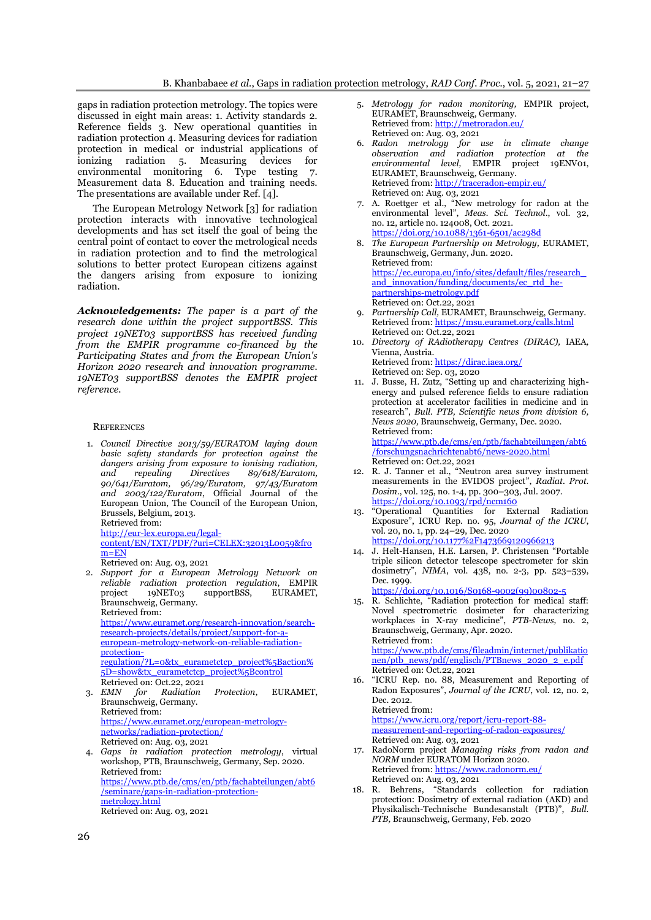gaps in radiation protection metrology. The topics were discussed in eight main areas: 1. Activity standards 2. Reference fields 3. New operational quantities in radiation protection 4. Measuring devices for radiation protection in medical or industrial applications of ionizing radiation 5. Measuring devices for environmental monitoring 6. Type testing 7. Measurement data 8. Education and training needs. The presentations are available under Ref. [4].

The European Metrology Network [3] for radiation protection interacts with innovative technological developments and has set itself the goal of being the central point of contact to cover the metrological needs in radiation protection and to find the metrological solutions to better protect European citizens against the dangers arising from exposure to ionizing radiation.

***Acknowledgements:*** *The paper is a part of the research done within the project supportBSS. This project 19NET03 supportBSS has received funding from the EMPIR programme co-financed by the Participating States and from the European Union's Horizon 2020 research and innovation programme. 19NET03 supportBSS denotes the EMPIR project reference.*

## References

1. *Council Directive 2013/59/EURATOM laying down basic safety standards for protection against the dangers arising from exposure to ionising radiation, and repealing Directives 89/618/Euratom, 90/641/Euratom, 96/29/Euratom, 97/43/Euratom and 2003/122/Euratom*, Official Journal of the European Union, The Council of the European Union, Brussels, Belgium, 2013.
   Retrieved from: http://eur-lex.europa.eu/legal-content/EN/TXT/PDF/?uri=CELEX:32013L0059&from=EN
   Retrieved on: Aug. 03, 2021
2. *Support for a European Metrology Network on reliable radiation protection regulation*, EMPIR project 19NET03 supportBSS, EURAMET, Braunschweig, Germany.
   Retrieved from: https://www.euramet.org/research-innovation/search-research-projects/details/project/support-for-a-european-metrology-network-on-reliable-radiation-protection-regulation/?L=0&tx_eurametctcp_project%5Baction%5D=show&tx_eurametctcp_project%5Bcontrol
   Retrieved on: Oct.22, 2021
3. *EMN for Radiation Protection*, EURAMET, Braunschweig, Germany.
   Retrieved from: https://www.euramet.org/european-metrology-networks/radiation-protection/
   Retrieved on: Aug. 03, 2021
4. *Gaps in radiation protection metrology*, virtual workshop, PTB, Braunschweig, Germany, Sep. 2020.
   Retrieved from: https://www.ptb.de/cms/en/ptb/fachabteilungen/abt6/seminare/gaps-in-radiation-protection-metrology.html
   Retrieved on: Aug. 03, 2021
5. *Metrology for radon monitoring,* EMPIR project, EURAMET, Braunschweig, Germany.
   Retrieved from: http://metroradon.eu/
   Retrieved on: Aug. 03, 2021
6. *Radon metrology for use in climate change observation and radiation protection at the environmental level,* EMPIR project 19ENV01, EURAMET, Braunschweig, Germany.
   Retrieved from: http://traceradon-empir.eu/
   Retrieved on: Aug. 03, 2021
7. A. Roettger et al., "New metrology for radon at the environmental level", *Meas. Sci. Technol.*, vol. 32, no. 12, article no. 124008, Oct. 2021.
   https://doi.org/10.1088/1361-6501/ac298d
8. *The European Partnership on Metrology,* EURAMET, Braunschweig, Germany, Jun. 2020.
   Retrieved from: https://ec.europa.eu/info/sites/default/files/research_and_innovation/funding/documents/ec_rtd_he-partnerships-metrology.pdf
   Retrieved on: Oct.22, 2021
9. *Partnership Call,* EURAMET, Braunschweig, Germany.
   Retrieved from: https://msu.euramet.org/calls.html
   Retrieved on: Oct.22, 2021
10. *Directory of RAdiotherapy Centres (DIRAC),* IAEA, Vienna, Austria.
    Retrieved from: https://dirac.iaea.org/
    Retrieved on: Sep. 03, 2020
11. J. Busse, H. Zutz, "Setting up and characterizing high-energy and pulsed reference fields to ensure radiation protection at accelerator facilities in medicine and in research", *Bull. PTB, Scientific news from division 6, News 2020,* Braunschweig, Germany, Dec. 2020.
    Retrieved from: https://www.ptb.de/cms/en/ptb/fachabteilungen/abt6/forschungsnachrichtenabt6/news-2020.html
    Retrieved on: Oct.22, 2021
12. R. J. Tanner et al., "Neutron area survey instrument measurements in the EVIDOS project", *Radiat. Prot. Dosim.*, vol. 125, no. 1-4, pp. 300–303, Jul. 2007.
    https://doi.org/10.1093/rpd/ncm160
13. "Operational Quantities for External Radiation Exposure", ICRU Rep. no. 95, *Journal of the ICRU*, vol. 20, no. 1, pp. 24–29, Dec. 2020
    https://doi.org/10.1177%2F1473669120966213
14. J. Helt-Hansen, H.E. Larsen, P. Christensen "Portable triple silicon detector telescope spectrometer for skin dosimetry", *NIMA*, vol. 438, no. 2-3, pp. 523–539, Dec. 1999.
    https://doi.org/10.1016/S0168-9002(99)00802-5
15. R. Schlichte, "Radiation protection for medical staff: Novel spectrometric dosimeter for characterizing workplaces in X-ray medicine", *PTB-News,* no. 2, Braunschweig, Germany, Apr. 2020.
    Retrieved from: https://www.ptb.de/cms/fileadmin/internet/publikationen/ptb_news/pdf/englisch/PTBnews_2020_2_e.pdf
    Retrieved on: Oct.22, 2021
16. "ICRU Rep. no. 88, Measurement and Reporting of Radon Exposures", *Journal of the ICRU*, vol. 12, no. 2, Dec. 2012.
    Retrieved from: https://www.icru.org/report/icru-report-88-measurement-and-reporting-of-radon-exposures/
    Retrieved on: Aug. 03, 2021
17. RadoNorm project *Managing risks from radon and NORM* under EURATOM Horizon 2020.
    Retrieved from: https://www.radonorm.eu/
    Retrieved on: Aug. 03, 2021
18. R. Behrens, "Standards collection for radiation protection: Dosimetry of external radiation (AKD) and Physikalisch-Technische Bundesanstalt (PTB)", *Bull. PTB,* Braunschweig, Germany, Feb. 2020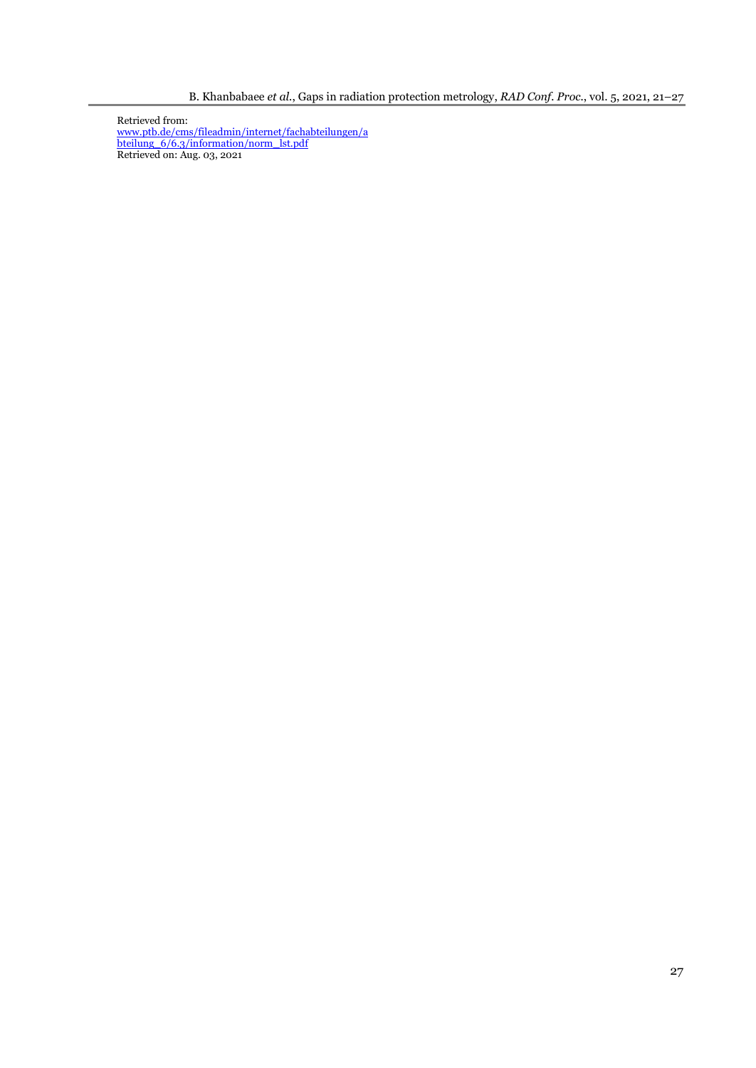Retrieved from:
www.ptb.de/cms/fileadmin/internet/fachabteilungen/abteilung_6/6.3/information/norm_lst.pdf
Retrieved on: Aug. 03, 2021